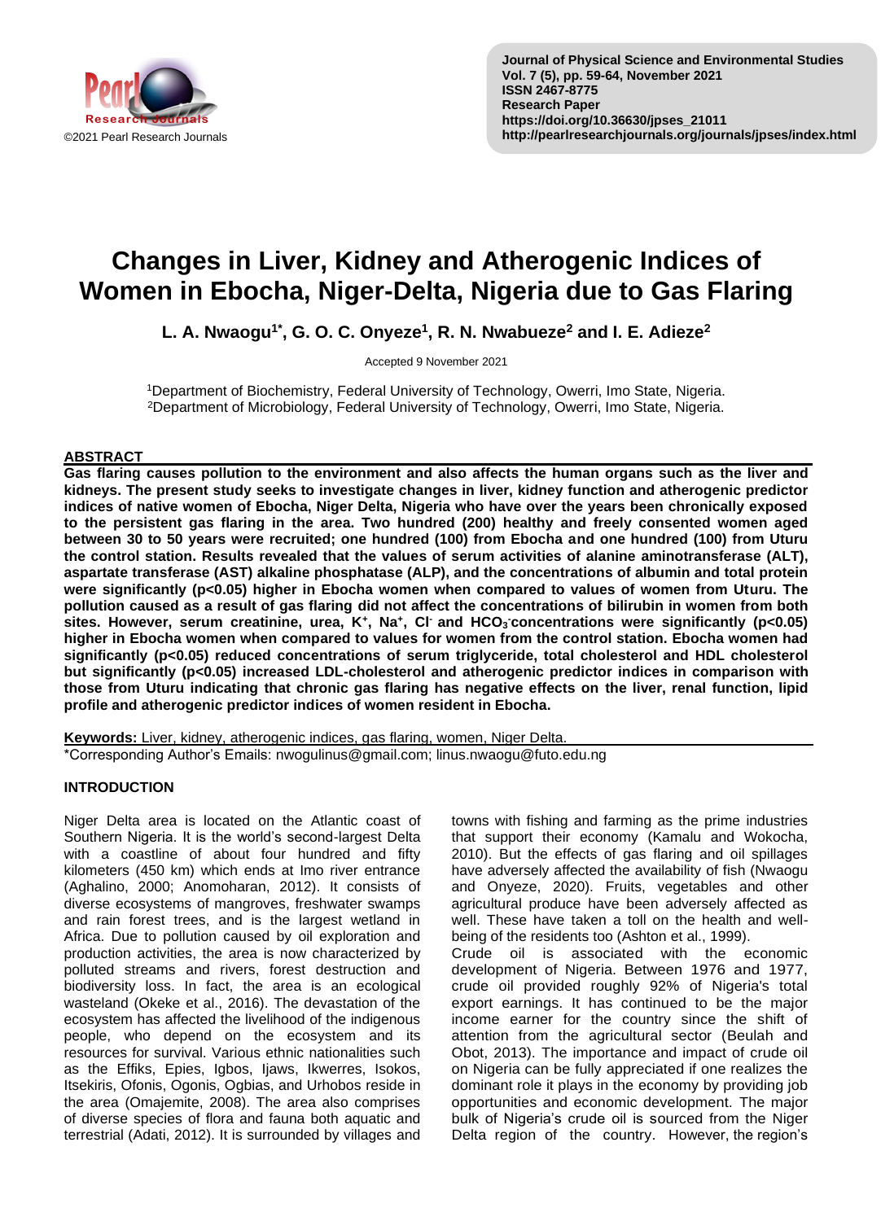# Changes in Liver, Kidney and Atherogenic Indices of Women in Ebocha, Niger-Delta, Nigeria due to Gas Flaring

**L. A. Nwaogu[1*], G. O. C. Onyeze[1], R. N. Nwabueze[2] and I. E. Adieze[2]**

Accepted 9 November 2021

[1]Department of Biochemistry, Federal University of Technology, Owerri, Imo State, Nigeria.
[2]Department of Microbiology, Federal University of Technology, Owerri, Imo State, Nigeria.

## ABSTRACT

**Gas flaring causes pollution to the environment and also affects the human organs such as the liver and kidneys. The present study seeks to investigate changes in liver, kidney function and atherogenic predictor indices of native women of Ebocha, Niger Delta, Nigeria who have over the years been chronically exposed to the persistent gas flaring in the area. Two hundred (200) healthy and freely consented women aged between 30 to 50 years were recruited; one hundred (100) from Ebocha and one hundred (100) from Uturu the control station. Results revealed that the values of serum activities of alanine aminotransferase (ALT), aspartate transferase (AST) alkaline phosphatase (ALP), and the concentrations of albumin and total protein were significantly ($p<0.05$) higher in Ebocha women when compared to values of women from Uturu. The pollution caused as a result of gas flaring did not affect the concentrations of bilirubin in women from both sites. However, serum creatinine, urea, $K^+$, $Na^+$, $Cl^-$ and $HCO_3^-$ concentrations were significantly ($p<0.05$) higher in Ebocha women when compared to values for women from the control station. Ebocha women had significantly ($p<0.05$) reduced concentrations of serum triglyceride, total cholesterol and HDL cholesterol but significantly ($p<0.05$) increased LDL-cholesterol and atherogenic predictor indices in comparison with those from Uturu indicating that chronic gas flaring has negative effects on the liver, renal function, lipid profile and atherogenic predictor indices of women resident in Ebocha.**

**Keywords:** Liver, kidney, atherogenic indices, gas flaring, women, Niger Delta.

*Corresponding Author's Emails: nwogulinus@gmail.com; linus.nwaogu@futo.edu.ng

## INTRODUCTION

Niger Delta area is located on the Atlantic coast of Southern Nigeria. It is the world's second-largest Delta with a coastline of about four hundred and fifty kilometers (450 km) which ends at Imo river entrance (Aghalino, 2000; Anomoharan, 2012). It consists of diverse ecosystems of mangroves, freshwater swamps and rain forest trees, and is the largest wetland in Africa. Due to pollution caused by oil exploration and production activities, the area is now characterized by polluted streams and rivers, forest destruction and biodiversity loss. In fact, the area is an ecological wasteland (Okeke et al., 2016). The devastation of the ecosystem has affected the livelihood of the indigenous people, who depend on the ecosystem and its resources for survival. Various ethnic nationalities such as the Effiks, Epies, Igbos, Ijaws, Ikwerres, Isokos, Itsekiris, Ofonis, Ogonis, Ogbias, and Urhobos reside in the area (Omajemite, 2008). The area also comprises of diverse species of flora and fauna both aquatic and terrestrial (Adati, 2012). It is surrounded by villages and towns with fishing and farming as the prime industries that support their economy (Kamalu and Wokocha, 2010). But the effects of gas flaring and oil spillages have adversely affected the availability of fish (Nwaogu and Onyeze, 2020). Fruits, vegetables and other agricultural produce have been adversely affected as well. These have taken a toll on the health and well-being of the residents too (Ashton et al., 1999).

Crude oil is associated with the economic development of Nigeria. Between 1976 and 1977, crude oil provided roughly 92% of Nigeria's total export earnings. It has continued to be the major income earner for the country since the shift of attention from the agricultural sector (Beulah and Obot, 2013). The importance and impact of crude oil on Nigeria can be fully appreciated if one realizes the dominant role it plays in the economy by providing job opportunities and economic development. The major bulk of Nigeria's crude oil is sourced from the Niger Delta region of the country. However, the region's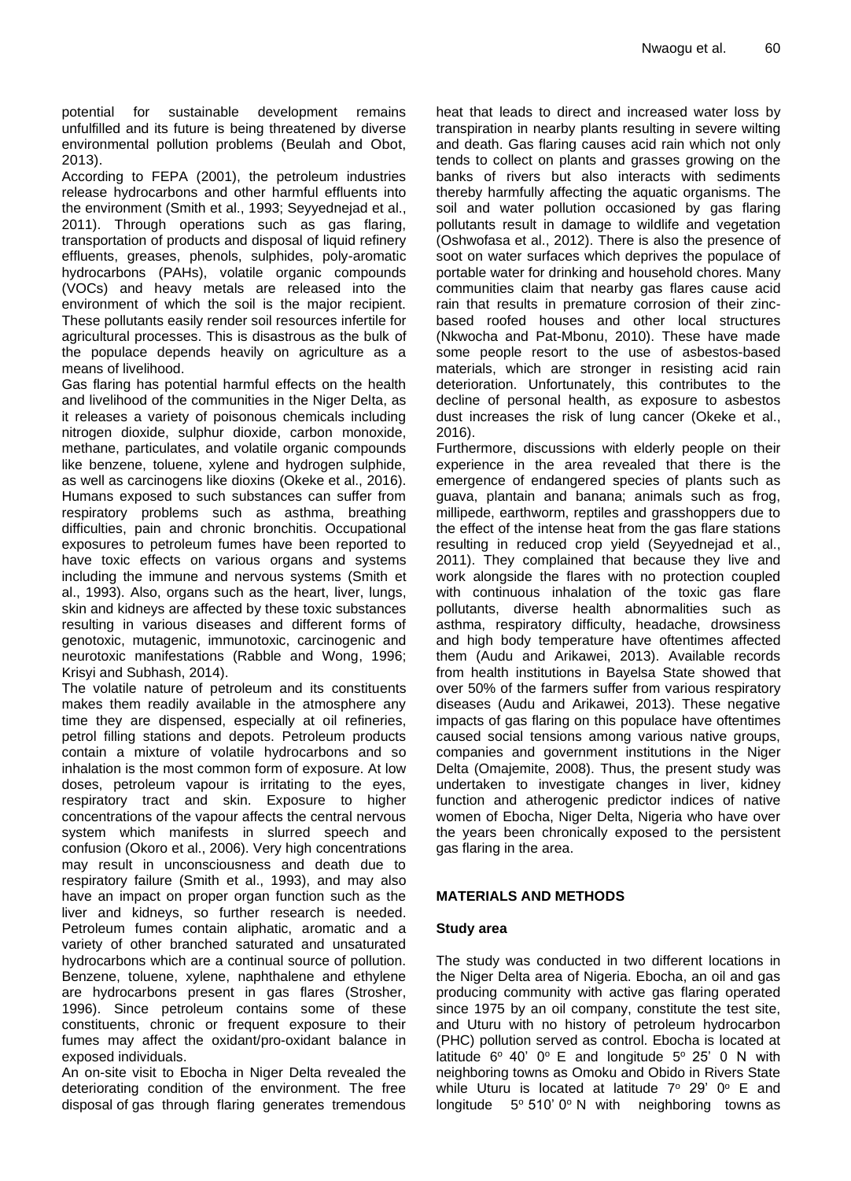potential for sustainable development remains unfulfilled and its future is being threatened by diverse environmental pollution problems (Beulah and Obot, 2013).

According to FEPA (2001), the petroleum industries release hydrocarbons and other harmful effluents into the environment (Smith et al., 1993; Seyyednejad et al., 2011). Through operations such as gas flaring, transportation of products and disposal of liquid refinery effluents, greases, phenols, sulphides, poly-aromatic hydrocarbons (PAHs), volatile organic compounds (VOCs) and heavy metals are released into the environment of which the soil is the major recipient. These pollutants easily render soil resources infertile for agricultural processes. This is disastrous as the bulk of the populace depends heavily on agriculture as a means of livelihood.

Gas flaring has potential harmful effects on the health and livelihood of the communities in the Niger Delta, as it releases a variety of poisonous chemicals including nitrogen dioxide, sulphur dioxide, carbon monoxide, methane, particulates, and volatile organic compounds like benzene, toluene, xylene and hydrogen sulphide, as well as carcinogens like dioxins (Okeke et al., 2016). Humans exposed to such substances can suffer from respiratory problems such as asthma, breathing difficulties, pain and chronic bronchitis. Occupational exposures to petroleum fumes have been reported to have toxic effects on various organs and systems including the immune and nervous systems (Smith et al., 1993). Also, organs such as the heart, liver, lungs, skin and kidneys are affected by these toxic substances resulting in various diseases and different forms of genotoxic, mutagenic, immunotoxic, carcinogenic and neurotoxic manifestations (Rabble and Wong, 1996; Krisyi and Subhash, 2014).

The volatile nature of petroleum and its constituents makes them readily available in the atmosphere any time they are dispensed, especially at oil refineries, petrol filling stations and depots. Petroleum products contain a mixture of volatile hydrocarbons and so inhalation is the most common form of exposure. At low doses, petroleum vapour is irritating to the eyes, respiratory tract and skin. Exposure to higher concentrations of the vapour affects the central nervous system which manifests in slurred speech and confusion (Okoro et al., 2006). Very high concentrations may result in unconsciousness and death due to respiratory failure (Smith et al., 1993), and may also have an impact on proper organ function such as the liver and kidneys, so further research is needed. Petroleum fumes contain aliphatic, aromatic and a variety of other branched saturated and unsaturated hydrocarbons which are a continual source of pollution. Benzene, toluene, xylene, naphthalene and ethylene are hydrocarbons present in gas flares (Strosher, 1996). Since petroleum contains some of these constituents, chronic or frequent exposure to their fumes may affect the oxidant/pro-oxidant balance in exposed individuals.

An on-site visit to Ebocha in Niger Delta revealed the deteriorating condition of the environment. The free disposal of gas through flaring generates tremendous heat that leads to direct and increased water loss by transpiration in nearby plants resulting in severe wilting and death. Gas flaring causes acid rain which not only tends to collect on plants and grasses growing on the banks of rivers but also interacts with sediments thereby harmfully affecting the aquatic organisms. The soil and water pollution occasioned by gas flaring pollutants result in damage to wildlife and vegetation (Oshwofasa et al., 2012). There is also the presence of soot on water surfaces which deprives the populace of portable water for drinking and household chores. Many communities claim that nearby gas flares cause acid rain that results in premature corrosion of their zinc-based roofed houses and other local structures (Nkwocha and Pat-Mbonu, 2010). These have made some people resort to the use of asbestos-based materials, which are stronger in resisting acid rain deterioration. Unfortunately, this contributes to the decline of personal health, as exposure to asbestos dust increases the risk of lung cancer (Okeke et al., 2016).

Furthermore, discussions with elderly people on their experience in the area revealed that there is the emergence of endangered species of plants such as guava, plantain and banana; animals such as frog, millipede, earthworm, reptiles and grasshoppers due to the effect of the intense heat from the gas flare stations resulting in reduced crop yield (Seyyednejad et al., 2011). They complained that because they live and work alongside the flares with no protection coupled with continuous inhalation of the toxic gas flare pollutants, diverse health abnormalities such as asthma, respiratory difficulty, headache, drowsiness and high body temperature have oftentimes affected them (Audu and Arikawei, 2013). Available records from health institutions in Bayelsa State showed that over 50% of the farmers suffer from various respiratory diseases (Audu and Arikawei, 2013). These negative impacts of gas flaring on this populace have oftentimes caused social tensions among various native groups, companies and government institutions in the Niger Delta (Omajemite, 2008). Thus, the present study was undertaken to investigate changes in liver, kidney function and atherogenic predictor indices of native women of Ebocha, Niger Delta, Nigeria who have over the years been chronically exposed to the persistent gas flaring in the area.

## MATERIALS AND METHODS

### Study area

The study was conducted in two different locations in the Niger Delta area of Nigeria. Ebocha, an oil and gas producing community with active gas flaring operated since 1975 by an oil company, constitute the test site, and Uturu with no history of petroleum hydrocarbon (PHC) pollution served as control. Ebocha is located at latitude 6° 40' 0° E and longitude 5° 25' 0 N with neighboring towns as Omoku and Obido in Rivers State while Uturu is located at latitude 7° 29' 0° E and longitude 5° 510' 0° N with neighboring towns as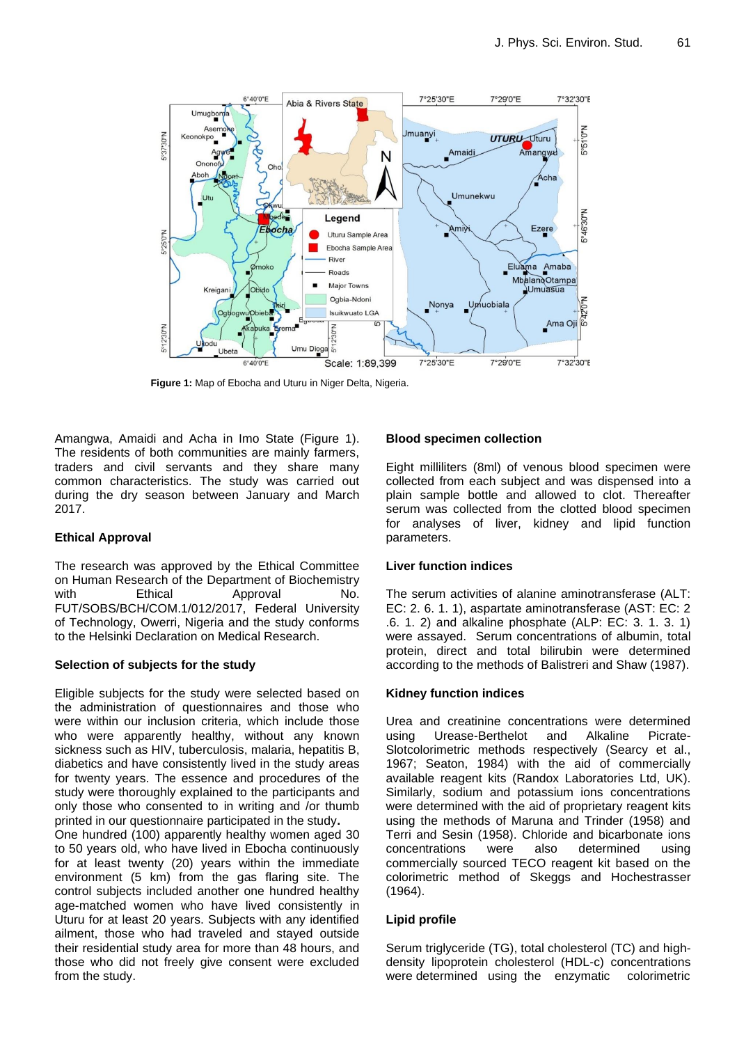**Figure 1:** Map of Ebocha and Uturu in Niger Delta, Nigeria.

Amangwa, Amaidi and Acha in Imo State (Figure 1). The residents of both communities are mainly farmers, traders and civil servants and they share many common characteristics. The study was carried out during the dry season between January and March 2017.

## Ethical Approval

The research was approved by the Ethical Committee on Human Research of the Department of Biochemistry with Ethical Approval No. FUT/SOBS/BCH/COM.1/012/2017, Federal University of Technology, Owerri, Nigeria and the study conforms to the Helsinki Declaration on Medical Research.

## Selection of subjects for the study

Eligible subjects for the study were selected based on the administration of questionnaires and those who were within our inclusion criteria, which include those who were apparently healthy, without any known sickness such as HIV, tuberculosis, malaria, hepatitis B, diabetics and have consistently lived in the study areas for twenty years. The essence and procedures of the study were thoroughly explained to the participants and only those who consented to in writing and /or thumb printed in our questionnaire participated in the study**.**

One hundred (100) apparently healthy women aged 30 to 50 years old, who have lived in Ebocha continuously for at least twenty (20) years within the immediate environment (5 km) from the gas flaring site. The control subjects included another one hundred healthy age-matched women who have lived consistently in Uturu for at least 20 years. Subjects with any identified ailment, those who had traveled and stayed outside their residential study area for more than 48 hours, and those who did not freely give consent were excluded from the study.

## Blood specimen collection

Eight milliliters (8ml) of venous blood specimen were collected from each subject and was dispensed into a plain sample bottle and allowed to clot. Thereafter serum was collected from the clotted blood specimen for analyses of liver, kidney and lipid function parameters.

## Liver function indices

The serum activities of alanine aminotransferase (ALT: EC: 2. 6. 1. 1), aspartate aminotransferase (AST: EC: 2 .6. 1. 2) and alkaline phosphate (ALP: EC: 3. 1. 3. 1) were assayed. Serum concentrations of albumin, total protein, direct and total bilirubin were determined according to the methods of Balistreri and Shaw (1987).

## Kidney function indices

Urea and creatinine concentrations were determined using Urease-Berthelot and Alkaline Picrate-Slotcolorimetric methods respectively (Searcy et al., 1967; Seaton, 1984) with the aid of commercially available reagent kits (Randox Laboratories Ltd, UK). Similarly, sodium and potassium ions concentrations were determined with the aid of proprietary reagent kits using the methods of Maruna and Trinder (1958) and Terri and Sesin (1958). Chloride and bicarbonate ions concentrations were also determined using commercially sourced TECO reagent kit based on the colorimetric method of Skeggs and Hochestrasser (1964).

## Lipid profile

Serum triglyceride (TG), total cholesterol (TC) and high-density lipoprotein cholesterol (HDL-c) concentrations were determined using the enzymatic colorimetric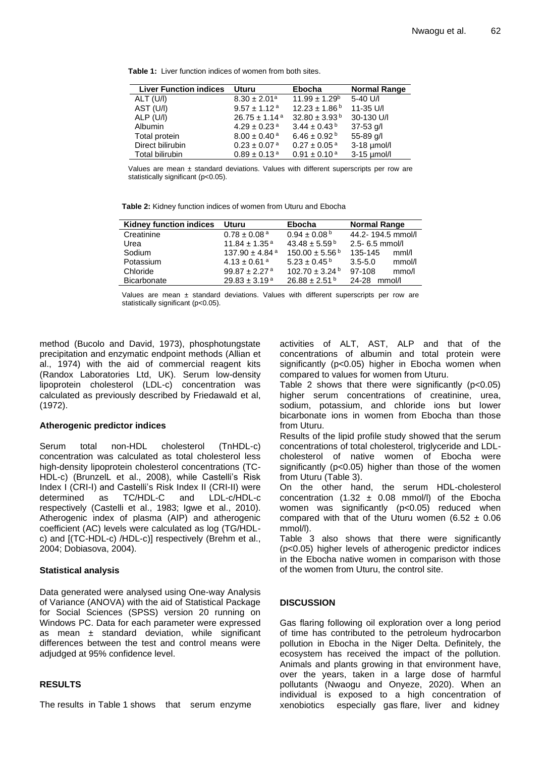**Table 1:** Liver function indices of women from both sites.

| Liver Function indices | Uturu | Ebocha | Normal Range |
|---|---|---|---|
| ALT (U/l) | $8.30 \pm 2.01^{a}$ | $11.99 \pm 1.29^{b}$ | 5-40 U/l |
| AST (U/l) | $9.57 \pm 1.12^{a}$ | $12.23 \pm 1.86^{b}$ | 11-35 U/l |
| ALP (U/l) | $26.75 \pm 1.14^{a}$ | $32.80 \pm 3.93^{b}$ | 30-130 U/l |
| Albumin | $4.29 \pm 0.23^{a}$ | $3.44 \pm 0.43^{b}$ | 37-53 g/l |
| Total protein | $8.00 \pm 0.40^{a}$ | $6.46 \pm 0.92^{b}$ | 55-89 g/l |
| Direct bilirubin | $0.23 \pm 0.07^{a}$ | $0.27 \pm 0.05^{a}$ | 3-18 µmol/l |
| Total bilirubin | $0.89 \pm 0.13^{a}$ | $0.91 \pm 0.10^{a}$ | 3-15 µmol/l |

Values are mean ± standard deviations. Values with different superscripts per row are statistically significant ($p<0.05$).

**Table 2:** Kidney function indices of women from Uturu and Ebocha

| Kidney function indices | Uturu | Ebocha | Normal Range |
|---|---|---|---|
| Creatinine | $0.78 \pm 0.08^{a}$ | $0.94 \pm 0.08^{b}$ | 44.2- 194.5 mmol/l |
| Urea | $11.84 \pm 1.35^{a}$ | $43.48 \pm 5.59^{b}$ | 2.5- 6.5 mmol/l |
| Sodium | $137.90 \pm 4.84^{a}$ | $150.00 \pm 5.56^{b}$ | 135-145 mml/l |
| Potassium | $4.13 \pm 0.61^{a}$ | $5.23 \pm 0.45^{b}$ | 3.5-5.0 mmol/l |
| Chloride | $99.87 \pm 2.27^{a}$ | $102.70 \pm 3.24^{b}$ | 97-108 mmo/l |
| Bicarbonate | $29.83 \pm 3.19^{a}$ | $26.88 \pm 2.51^{b}$ | 24-28 mmol/l |

Values are mean ± standard deviations. Values with different superscripts per row are statistically significant ($p<0.05$).

method (Bucolo and David, 1973), phosphotungstate precipitation and enzymatic endpoint methods (Allian et al., 1974) with the aid of commercial reagent kits (Randox Laboratories Ltd, UK). Serum low-density lipoprotein cholesterol (LDL-c) concentration was calculated as previously described by Friedawald et al, (1972).

### Atherogenic predictor indices

Serum total non-HDL cholesterol (TnHDL-c) concentration was calculated as total cholesterol less high-density lipoprotein cholesterol concentrations (TC-HDL-c) (BrunzelL et al., 2008), while Castelli's Risk Index I (CRI-I) and Castelli's Risk Index II (CRI-II) were determined as TC/HDL-C and LDL-c/HDL-c respectively (Castelli et al., 1983; Igwe et al., 2010). Atherogenic index of plasma (AIP) and atherogenic coefficient (AC) levels were calculated as log (TG/HDL-c) and [(TC-HDL-c) /HDL-c)] respectively (Brehm et al., 2004; Dobiasova, 2004).

### Statistical analysis

Data generated were analysed using One-way Analysis of Variance (ANOVA) with the aid of Statistical Package for Social Sciences (SPSS) version 20 running on Windows PC. Data for each parameter were expressed as mean ± standard deviation, while significant differences between the test and control means were adjudged at 95% confidence level.

## RESULTS

The results in Table 1 shows that serum enzyme activities of ALT, AST, ALP and that of the concentrations of albumin and total protein were significantly ($p<0.05$) higher in Ebocha women when compared to values for women from Uturu.

Table 2 shows that there were significantly ($p<0.05$) higher serum concentrations of creatinine, urea, sodium, potassium, and chloride ions but lower bicarbonate ions in women from Ebocha than those from Uturu.

Results of the lipid profile study showed that the serum concentrations of total cholesterol, triglyceride and LDL-cholesterol of native women of Ebocha were significantly ($p<0.05$) higher than those of the women from Uturu (Table 3).

On the other hand, the serum HDL-cholesterol concentration (1.32 ± 0.08 mmol/l) of the Ebocha women was significantly ($p<0.05$) reduced when compared with that of the Uturu women (6.52 ± 0.06 mmol/l).

Table 3 also shows that there were significantly ($p<0.05$) higher levels of atherogenic predictor indices in the Ebocha native women in comparison with those of the women from Uturu, the control site.

## DISCUSSION

Gas flaring following oil exploration over a long period of time has contributed to the petroleum hydrocarbon pollution in Ebocha in the Niger Delta. Definitely, the ecosystem has received the impact of the pollution. Animals and plants growing in that environment have, over the years, taken in a large dose of harmful pollutants (Nwaogu and Onyeze, 2020). When an individual is exposed to a high concentration of xenobiotics especially gas flare, liver and kidney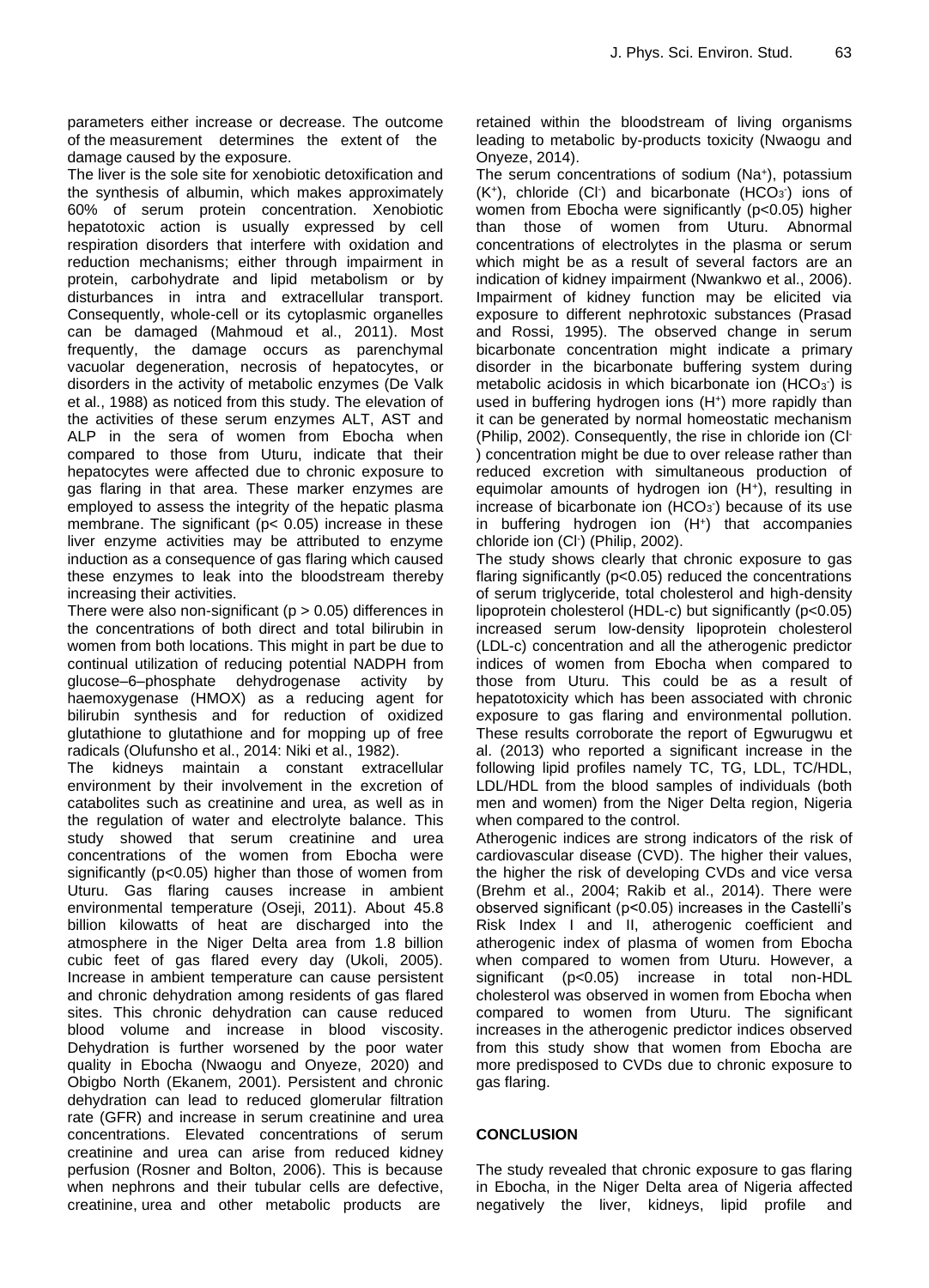parameters either increase or decrease. The outcome of the measurement determines the extent of the damage caused by the exposure.

The liver is the sole site for xenobiotic detoxification and the synthesis of albumin, which makes approximately 60% of serum protein concentration. Xenobiotic hepatotoxic action is usually expressed by cell respiration disorders that interfere with oxidation and reduction mechanisms; either through impairment in protein, carbohydrate and lipid metabolism or by disturbances in intra and extracellular transport. Consequently, whole-cell or its cytoplasmic organelles can be damaged (Mahmoud et al., 2011). Most frequently, the damage occurs as parenchymal vacuolar degeneration, necrosis of hepatocytes, or disorders in the activity of metabolic enzymes (De Valk et al., 1988) as noticed from this study. The elevation of the activities of these serum enzymes ALT, AST and ALP in the sera of women from Ebocha when compared to those from Uturu, indicate that their hepatocytes were affected due to chronic exposure to gas flaring in that area. These marker enzymes are employed to assess the integrity of the hepatic plasma membrane. The significant ($p < 0.05$) increase in these liver enzyme activities may be attributed to enzyme induction as a consequence of gas flaring which caused these enzymes to leak into the bloodstream thereby increasing their activities.

There were also non-significant ($p > 0.05$) differences in the concentrations of both direct and total bilirubin in women from both locations. This might in part be due to continual utilization of reducing potential NADPH from glucose–6–phosphate dehydrogenase activity by haemoxygenase (HMOX) as a reducing agent for bilirubin synthesis and for reduction of oxidized glutathione to glutathione and for mopping up of free radicals (Olufunsho et al., 2014: Niki et al., 1982).

The kidneys maintain a constant extracellular environment by their involvement in the excretion of catabolites such as creatinine and urea, as well as in the regulation of water and electrolyte balance. This study showed that serum creatinine and urea concentrations of the women from Ebocha were significantly ($p<0.05$) higher than those of women from Uturu. Gas flaring causes increase in ambient environmental temperature (Oseji, 2011). About 45.8 billion kilowatts of heat are discharged into the atmosphere in the Niger Delta area from 1.8 billion cubic feet of gas flared every day (Ukoli, 2005). Increase in ambient temperature can cause persistent and chronic dehydration among residents of gas flared sites. This chronic dehydration can cause reduced blood volume and increase in blood viscosity. Dehydration is further worsened by the poor water quality in Ebocha (Nwaogu and Onyeze, 2020) and Obigbo North (Ekanem, 2001). Persistent and chronic dehydration can lead to reduced glomerular filtration rate (GFR) and increase in serum creatinine and urea concentrations. Elevated concentrations of serum creatinine and urea can arise from reduced kidney perfusion (Rosner and Bolton, 2006). This is because when nephrons and their tubular cells are defective, creatinine, urea and other metabolic products are retained within the bloodstream of living organisms leading to metabolic by-products toxicity (Nwaogu and Onyeze, 2014).

The serum concentrations of sodium ($Na^+$), potassium ($K^+$), chloride ($Cl^-$) and bicarbonate ($HCO_3^-$) ions of women from Ebocha were significantly ($p<0.05$) higher than those of women from Uturu. Abnormal concentrations of electrolytes in the plasma or serum which might be as a result of several factors are an indication of kidney impairment (Nwankwo et al., 2006). Impairment of kidney function may be elicited via exposure to different nephrotoxic substances (Prasad and Rossi, 1995). The observed change in serum bicarbonate concentration might indicate a primary disorder in the bicarbonate buffering system during metabolic acidosis in which bicarbonate ion ($HCO_3^-$) is used in buffering hydrogen ions ($H^+$) more rapidly than it can be generated by normal homeostatic mechanism (Philip, 2002). Consequently, the rise in chloride ion ($Cl^-$) concentration might be due to over release rather than reduced excretion with simultaneous production of equimolar amounts of hydrogen ion ($H^+$), resulting in increase of bicarbonate ion ($HCO_3^-$) because of its use in buffering hydrogen ion ($H^+$) that accompanies chloride ion ($Cl^-$) (Philip, 2002).

The study shows clearly that chronic exposure to gas flaring significantly ($p<0.05$) reduced the concentrations of serum triglyceride, total cholesterol and high-density lipoprotein cholesterol (HDL-c) but significantly ($p<0.05$) increased serum low-density lipoprotein cholesterol (LDL-c) concentration and all the atherogenic predictor indices of women from Ebocha when compared to those from Uturu. This could be as a result of hepatotoxicity which has been associated with chronic exposure to gas flaring and environmental pollution. These results corroborate the report of Egwurugwu et al. (2013) who reported a significant increase in the following lipid profiles namely TC, TG, LDL, TC/HDL, LDL/HDL from the blood samples of individuals (both men and women) from the Niger Delta region, Nigeria when compared to the control.

Atherogenic indices are strong indicators of the risk of cardiovascular disease (CVD). The higher their values, the higher the risk of developing CVDs and vice versa (Brehm et al., 2004; Rakib et al., 2014). There were observed significant ($p<0.05$) increases in the Castelli's Risk Index I and II, atherogenic coefficient and atherogenic index of plasma of women from Ebocha when compared to women from Uturu. However, a significant ($p<0.05$) increase in total non-HDL cholesterol was observed in women from Ebocha when compared to women from Uturu. The significant increases in the atherogenic predictor indices observed from this study show that women from Ebocha are more predisposed to CVDs due to chronic exposure to gas flaring.

## CONCLUSION

The study revealed that chronic exposure to gas flaring in Ebocha, in the Niger Delta area of Nigeria affected negatively the liver, kidneys, lipid profile and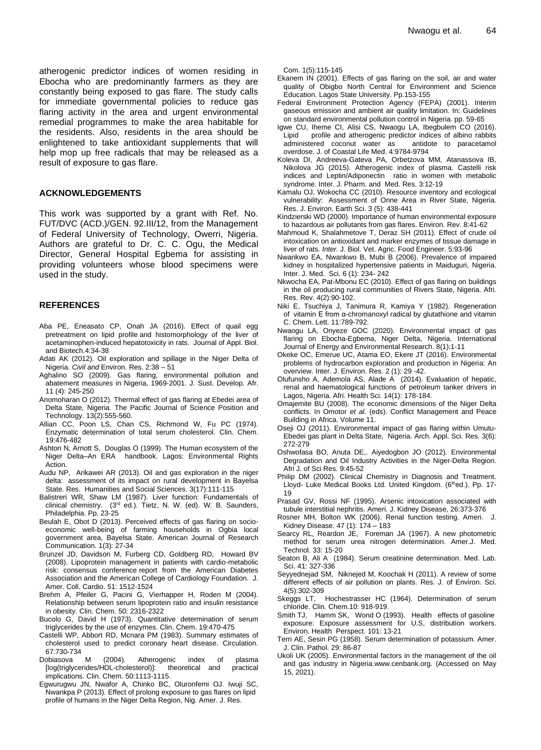atherogenic predictor indices of women residing in Ebocha who are predominantly farmers as they are constantly being exposed to gas flare. The study calls for immediate governmental policies to reduce gas flaring activity in the area and urgent environmental remedial programmes to make the area habitable for the residents. Also, residents in the area should be enlightened to take antioxidant supplements that will help mop up free radicals that may be released as a result of exposure to gas flare.

## ACKNOWLEDGEMENTS

This work was supported by a grant with Ref. No. FUT/DVC (ACD.)/GEN. 92.III/12, from the Management of Federal University of Technology, Owerri, Nigeria. Authors are grateful to Dr. C. C. Ogu, the Medical Director, General Hospital Egbema for assisting in providing volunteers whose blood specimens were used in the study.

## REFERENCES

Aba PE, Eneasato CP, Onah JA (2016). Effect of quail egg pretreatment on lipid profile and histomorphology of the liver of acetaminophen-induced hepatotoxicity in rats. Journal of Appl. Biol. and Biotech.4:34-38

Adati AK (2012). Oil exploration and spillage in the Niger Delta of Nigeria. *Civil and* Environ. Res. 2:38 – 51

Aghalino SO (2009). Gas flaring, environmental pollution and abatement measures in Nigeria, 1969-2001. J. Sust. Develop. Afr. 11 (4): 245-250

Anomoharan O (2012). Thermal effect of gas flaring at Ebedei area of Delta State, Nigeria. The Pacific Journal of Science Position and Technology. 13(2):555-560.

Allian CC, Poon LS, Chan CS, Richmond W, Fu PC (1974). Enzymatic determination of total serum cholesterol. Clin. Chem. 19:476-482

Ashton N, Arnott S, Douglas O (1999). The Human ecosystem of the Niger Delta–An ERA handbook. Lagos: Environmental Rights Action.

Audu NP, Arikawei AR (2013). Oil and gas exploration in the niger delta: assessment of its impact on rural development in Bayelsa State. Res. Humanities and Social Sciences. 3(17):111-115

Balistreri WR, Shaw LM (1987). Liver function: Fundamentals of clinical chemistry. (3rd ed.). Tietz, N. W. (ed). W. B. Saunders, Philadelphia. Pp. 23-25

Beulah E, Obot D (2013). Perceived effects of gas flaring on socio-economic well-being of farming households in Ogbia local government area, Bayelsa State. American Journal of Research Communication. 1(3): 27-34

Brunzel JD, Davidson M, Furberg CD, Goldberg RD, Howard BV (2008). Lipoprotein management in patients with cardio-metabolic risk: consensus conference report from the American Diabetes Association and the American College of Cardiology Foundation. J. Amer. Coll. Cardio. 51: 1512-1524

Brehm A, Pfeiler G, Pacini G, Vierhapper H, Roden M (2004). Relationship between serum lipoprotein ratio and insulin resistance in obesity. Clin. Chem. 50: 2316-2322

Bucolo G, David H (1973). Quantitative determination of serum triglycerides by the use of enzymes. Clin. Chem. 19:470-475

Castelli WP, Abbort RD, Mcnara PM (1983). Summary estimates of cholesterol used to predict coronary heart disease. Circulation. 67:730-734

Dobiasova M (2004). Atherogenic index of plasma [log(triglycerides/HDL-cholesterol)]: theoretical and practical implications. Clin. Chem. 50:1113-1115.

Egwurugwu JN, Nwafor A, Chinko BC, Oluronfemi OJ. Iwuji SC, Nwankpa P (2013). Effect of prolong exposure to gas flares on lipid profile of humans in the Niger Delta Region, Nig. Amer. J. Res. Com. 1(5):115-145

Ekanem IN (2001). Effects of gas flaring on the soil, air and water quality of Obigbo North Central for Environment and Science Education. Lagos State University. Pp.153-155

Federal Environment Protection Agency (FEPA) (2001). Interim gaseous emission and ambient air quality limitation. In: Guidelines on standard environmental pollution control in Nigeria. pp. 59-65

Igwe CU, Iheme CI, Alisi CS, Nwaogu LA, Ibegbulem CO (2016). Lipid profile and atherogenic predictor indices of albino rabbits administered coconut water as antidote to paracetamol overdose. J. of Coastal Life Med. 4:9784-9794

Koleva DI, Andreeva-Gateva PA, Orbetzova MM, Atanassova IB, Nikolova JG (2015). Atherogenic index of plasma. Castelli risk indices and Leptin/Adiponectin ratio in women with metabolic syndrome. Inter. J. Pharm. and Med. Res. 3:12-19

Kamalu OJ, Wokocha CC (2010). Resource inventory and ecological vulnerability: Assessment of Onne Area in River State, Nigeria. Res. J. Environ. Earth Sci. 3 (5): 438-441

Kindzierski WD (2000). Importance of human environmental exposure to hazardous air pollutants from gas flares. Environ. Rev. 8:41-62

Mahmoud K, Shalahmetove T, Deraz SH (2011). Effect of crude oil intoxication on antioxidant and marker enzymes of tissue damage in liver of rats. *Inter.* J. Biol. Vet. Agric. Food Engineer. 5:93-96

Nwankwo EA, Nwankwo B, Mubi B (2006). Prevalence of impaired kidney in hospitalized hypertensive patients in Maiduguri, Nigeria. Inter. J. Med. Sci. 6 (1): 234- 242

Nkwocha EA, Pat-Mbonu EC (2010). Effect of gas flaring on buildings in the oil producing rural communities of Rivers State, Nigeria. Afri. Res. Rev. 4(2):90-102.

Niki E, Tsuchiya J, Tanimura R, Kamiya Y (1982). Regeneration of vitamin E from α-chromanoxyl radical by glutathione and vitamin C. Chem. Lett. 11:789-792.

Nwaogu LA, Onyeze GOC (2020). Environmental impact of gas flaring on Ebocha-Egbema, Niger Delta, Nigeria. International Journal of Energy and Environmental Research. 8(1):1-11

Okeke OC, Emerue UC, Atama EO, Ekere JT (2016). Environmental problems of hydrocarbon exploration and production in Nigeria: An overview. Inter. J. Environ. Res. 2 (1): 29 -42.

Olufunsho A, Ademola AS, Alade A (2014). Evaluation of hepatic, renal and haematological functions of petroleum tanker drivers in Lagos, Nigeria. Afri. Health Sci. 14(1): 178-184.

Omajemite BU (2008). The economic dimensions of the Niger Delta conflicts. In Omotor *et al.* (eds). Conflict Management and Peace Building in Africa. Volume 11.

Oseji OJ (2011). Environmental impact of gas flaring within Umutu-Ebedei gas plant in Delta State, Nigeria. Arch. Appl. Sci. Res. 3(6): 272-279

Oshwofasa BO, Anuta DE,. Aiyedogbon JO (2012). Environmental Degradation and Oil Industry Activities in the Niger-Delta Region. Afri J. of Sci Res. 9:45-52

Philip DM (2002). Clinical Chemistry in Diagnosis and Treatment. Lloyd- Luke Medical Books Ltd. United Kingdom. (6thed.). Pp. 17-19

Prasad GV, Rossi NF (1995). Arsenic intoxication associated with tubule interstitial nephritis. Ameri. J. Kidney Disease, 26:373-376

Rosner MH, Bolton WK (2006). Renal function testing. Ameri. J. Kidney Disease. 47 (1): 174 – 183

Searcy RL, Reardon JE, Foreman JA (1967). A new photometric method for serum urea nitrogen determination. Amer.J. Med. Technol. 33: 15-20

Seaton B, Ali A (1984). Serum creatinine determination. Med. Lab. Sci. 41: 327-336

Seyyednejad SM, Niknejed M, Koochak H (2011). A review of some different effects of air pollution on plants. Res. J. of Environ. Sci. 4(5):302-309

Skeggs LT, Hochestrasser HC (1964). Determination of serum chloride. Clin. Chem.10: 918-919.

Smith TJ, Hamm SK, Wond O (1993). Health effects of gasoline exposure: Exposure assessment for U.S, distribution workers. Environ. Health Perspect. 101: 13-21

Terri AE, Sesin PG (1958). Serum determination of potassium. Amer. J. Clin. Pathol. 29: 86-87

Ukoli UK (2005). Environmental factors in the management of the oil and gas industry in Nigeria.www.cenbank.org. (Accessed on May 15, 2021).